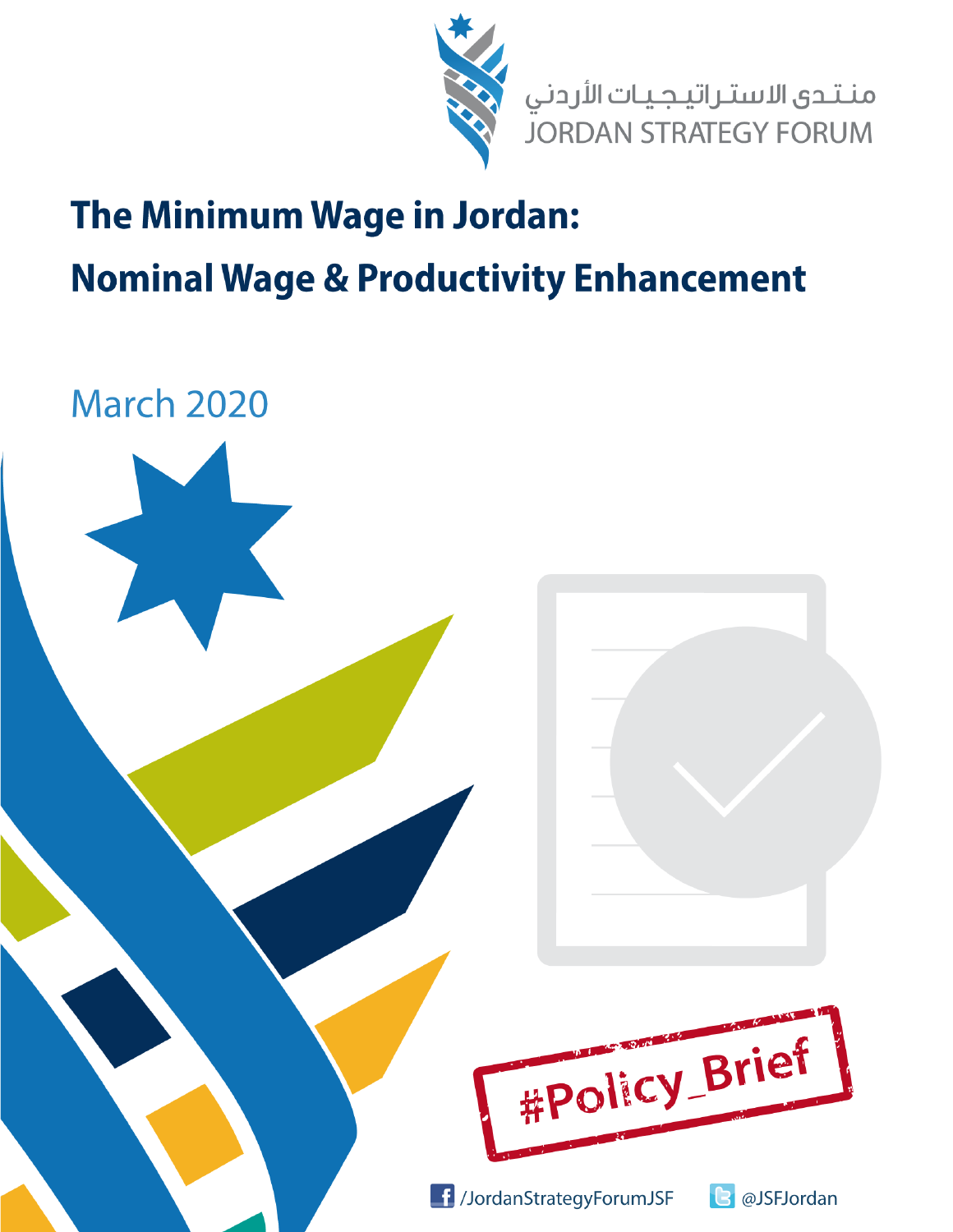منتدى الاستراتيجيات الأردني

JORDAN STRATEGY FORUM

# The Minimum Wage in Jordan:

# Nominal Wage & Productivity Enhancement

March 2020

#Policy_Brief

/JordanStrategyForumJSF

@JSFJordan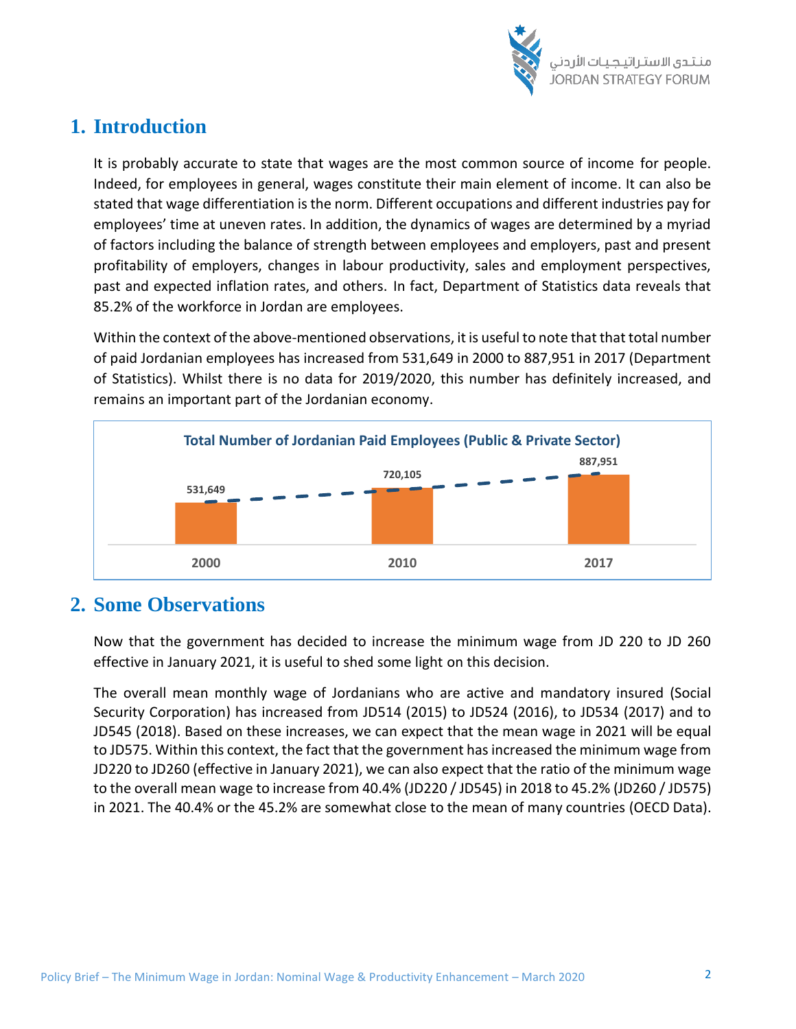## 1. Introduction

It is probably accurate to state that wages are the most common source of income for people. Indeed, for employees in general, wages constitute their main element of income. It can also be stated that wage differentiation is the norm. Different occupations and different industries pay for employees' time at uneven rates. In addition, the dynamics of wages are determined by a myriad of factors including the balance of strength between employees and employers, past and present profitability of employers, changes in labour productivity, sales and employment perspectives, past and expected inflation rates, and others. In fact, Department of Statistics data reveals that 85.2% of the workforce in Jordan are employees.

Within the context of the above-mentioned observations, it is useful to note that that total number of paid Jordanian employees has increased from 531,649 in 2000 to 887,951 in 2017 (Department of Statistics). Whilst there is no data for 2019/2020, this number has definitely increased, and remains an important part of the Jordanian economy.

**Total Number of Jordanian Paid Employees (Public & Private Sector)**

| Year | Number |
|---|---|
| 2000 | 531,649 |
| 2010 | 720,105 |
| 2017 | 887,951 |

## 2. Some Observations

Now that the government has decided to increase the minimum wage from JD 220 to JD 260 effective in January 2021, it is useful to shed some light on this decision.

The overall mean monthly wage of Jordanians who are active and mandatory insured (Social Security Corporation) has increased from JD514 (2015) to JD524 (2016), to JD534 (2017) and to JD545 (2018). Based on these increases, we can expect that the mean wage in 2021 will be equal to JD575. Within this context, the fact that the government has increased the minimum wage from JD220 to JD260 (effective in January 2021), we can also expect that the ratio of the minimum wage to the overall mean wage to increase from 40.4% (JD220 / JD545) in 2018 to 45.2% (JD260 / JD575) in 2021. The 40.4% or the 45.2% are somewhat close to the mean of many countries (OECD Data).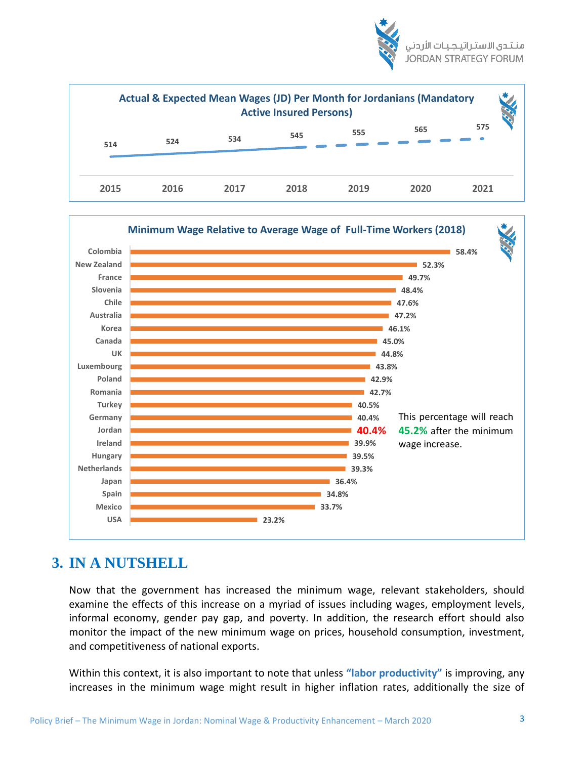**Actual & Expected Mean Wages (JD) Per Month for Jordanians (Mandatory Active Insured Persons)**

| Year | 2015 | 2016 | 2017 | 2018 | 2019 | 2020 | 2021 |
|---|---|---|---|---|---|---|---|
| Mean Wage (JD) | 514 | 524 | 534 | 545 | 555 | 565 | 575 |

**Minimum Wage Relative to Average Wage of Full-Time Workers (2018)**

| Country | % |
|---|---|
| Colombia | 58.4% |
| New Zealand | 52.3% |
| France | 49.7% |
| Slovenia | 48.4% |
| Chile | 47.6% |
| Australia | 47.2% |
| Korea | 46.1% |
| Canada | 45.0% |
| UK | 44.8% |
| Luxembourg | 43.8% |
| Poland | 42.9% |
| Romania | 42.7% |
| Turkey | 40.5% |
| Germany | 40.4% |
| Jordan | 40.4% |
| Ireland | 39.9% |
| Hungary | 39.5% |
| Netherlands | 39.3% |
| Japan | 36.4% |
| Spain | 34.8% |
| Mexico | 33.7% |
| USA | 23.2% |

This percentage will reach 45.2% after the minimum wage increase.

# 3. IN A NUTSHELL

Now that the government has increased the minimum wage, relevant stakeholders, should examine the effects of this increase on a myriad of issues including wages, employment levels, informal economy, gender pay gap, and poverty. In addition, the research effort should also monitor the impact of the new minimum wage on prices, household consumption, investment, and competitiveness of national exports.

Within this context, it is also important to note that unless **"labor productivity"** is improving, any increases in the minimum wage might result in higher inflation rates, additionally the size of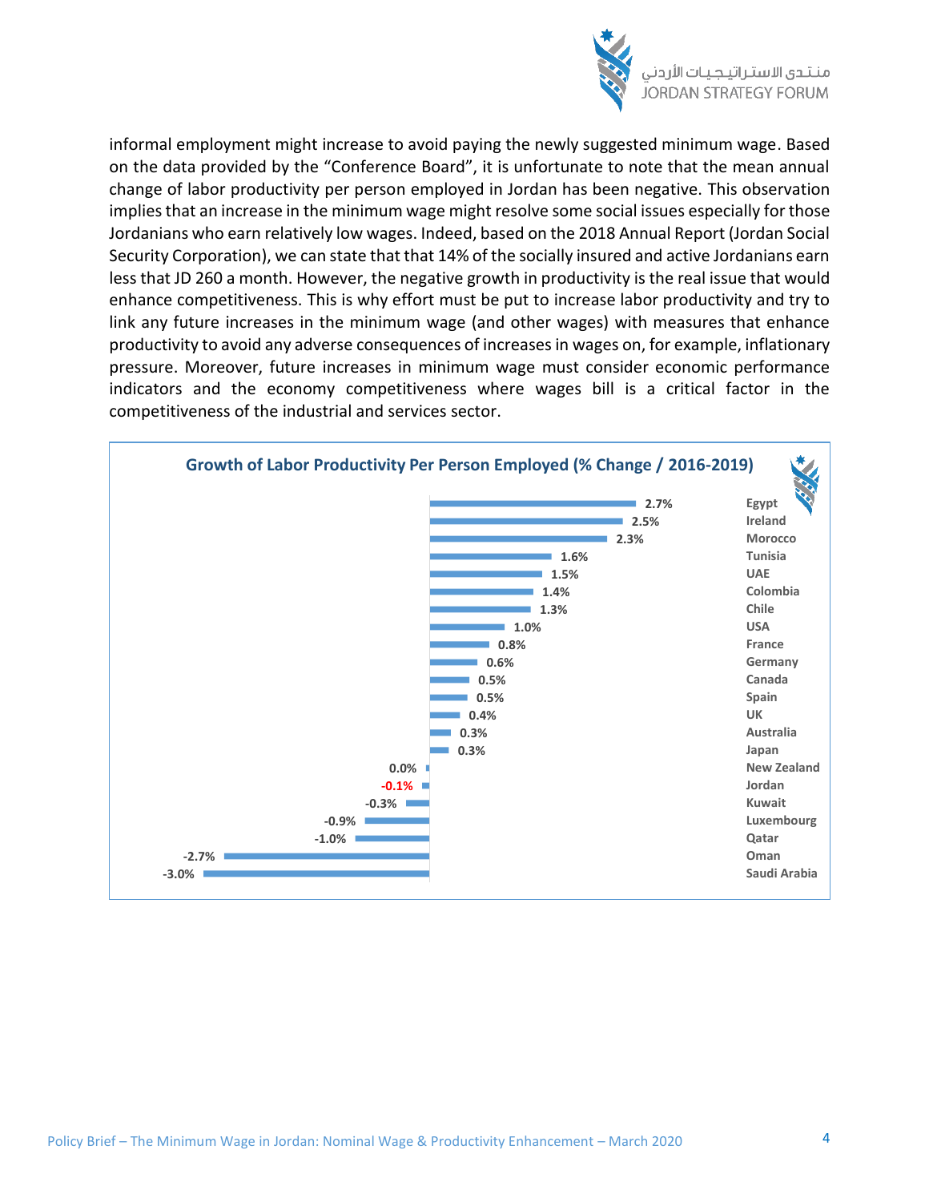informal employment might increase to avoid paying the newly suggested minimum wage. Based on the data provided by the "Conference Board", it is unfortunate to note that the mean annual change of labor productivity per person employed in Jordan has been negative. This observation implies that an increase in the minimum wage might resolve some social issues especially for those Jordanians who earn relatively low wages. Indeed, based on the 2018 Annual Report (Jordan Social Security Corporation), we can state that that 14% of the socially insured and active Jordanians earn less that JD 260 a month. However, the negative growth in productivity is the real issue that would enhance competitiveness. This is why effort must be put to increase labor productivity and try to link any future increases in the minimum wage (and other wages) with measures that enhance productivity to avoid any adverse consequences of increases in wages on, for example, inflationary pressure. Moreover, future increases in minimum wage must consider economic performance indicators and the economy competitiveness where wages bill is a critical factor in the competitiveness of the industrial and services sector.

**Growth of Labor Productivity Per Person Employed (% Change / 2016-2019)**

| Country | % Change |
|---|---|
| Egypt | 2.7% |
| Ireland | 2.5% |
| Morocco | 2.3% |
| Tunisia | 1.6% |
| UAE | 1.5% |
| Colombia | 1.4% |
| Chile | 1.3% |
| USA | 1.0% |
| France | 0.8% |
| Germany | 0.6% |
| Canada | 0.5% |
| Spain | 0.5% |
| UK | 0.4% |
| Australia | 0.3% |
| Japan | 0.3% |
| New Zealand | 0.0% |
| Jordan | -0.1% |
| Kuwait | -0.3% |
| Luxembourg | -0.9% |
| Qatar | -1.0% |
| Oman | -2.7% |
| Saudi Arabia | -3.0% |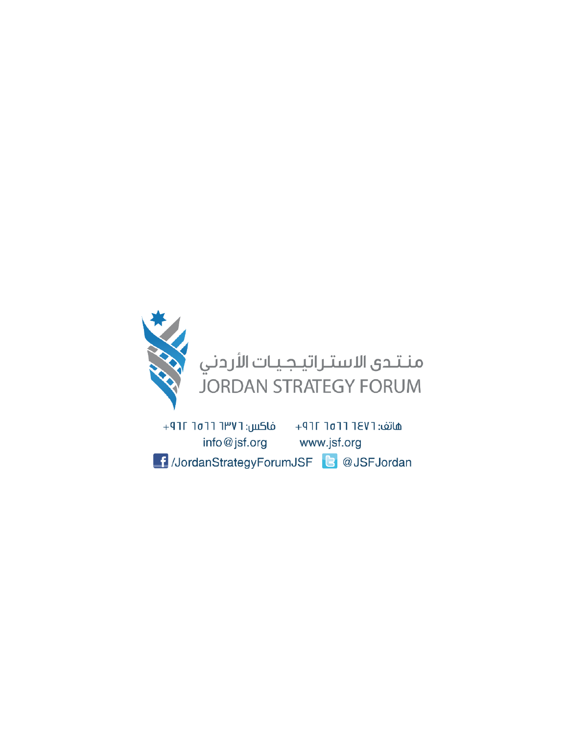منتدى الاستراتيجيات الأردني
JORDAN STRATEGY FORUM

هاتف: ٦٤٧٦ ٦٥٦٦ ٦٢ ٩٦٢+ فاكس: ٦٣٧٦ ٦٥٦٦ ٦٢ ٩٦٢+

www.jsf.org info@jsf.org

/JordanStrategyForumJSF @JSFJordan